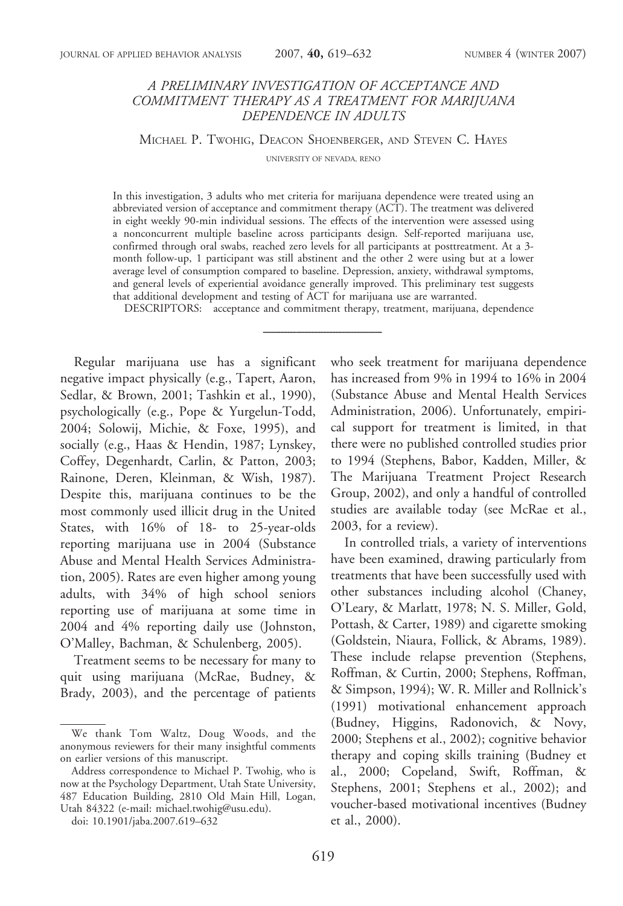# A PRELIMINARY INVESTIGATION OF ACCEPTANCE AND COMMITMENT THERAPY AS A TREATMENT FOR MARIJUANA DEPENDENCE IN ADULTS

Michael P. Twohig, Deacon Shoenberger, and Steven C. Hayes

UNIVERSITY OF NEVADA, RENO

In this investigation, 3 adults who met criteria for marijuana dependence were treated using an abbreviated version of acceptance and commitment therapy (ACT). The treatment was delivered in eight weekly 90-min individual sessions. The effects of the intervention were assessed using a nonconcurrent multiple baseline across participants design. Self-reported marijuana use, confirmed through oral swabs, reached zero levels for all participants at posttreatment. At a 3-month follow-up, 1 participant was still abstinent and the other 2 were using but at a lower average level of consumption compared to baseline. Depression, anxiety, withdrawal symptoms, and general levels of experiential avoidance generally improved. This preliminary test suggests that additional development and testing of ACT for marijuana use are warranted.

DESCRIPTORS: acceptance and commitment therapy, treatment, marijuana, dependence

---

Regular marijuana use has a significant negative impact physically (e.g., Tapert, Aaron, Sedlar, & Brown, 2001; Tashkin et al., 1990), psychologically (e.g., Pope & Yurgelun-Todd, 2004; Solowij, Michie, & Foxe, 1995), and socially (e.g., Haas & Hendin, 1987; Lynskey, Coffey, Degenhardt, Carlin, & Patton, 2003; Rainone, Deren, Kleinman, & Wish, 1987). Despite this, marijuana continues to be the most commonly used illicit drug in the United States, with 16% of 18- to 25-year-olds reporting marijuana use in 2004 (Substance Abuse and Mental Health Services Administration, 2005). Rates are even higher among young adults, with 34% of high school seniors reporting use of marijuana at some time in 2004 and 4% reporting daily use (Johnston, O'Malley, Bachman, & Schulenberg, 2005).

Treatment seems to be necessary for many to quit using marijuana (McRae, Budney, & Brady, 2003), and the percentage of patients who seek treatment for marijuana dependence has increased from 9% in 1994 to 16% in 2004 (Substance Abuse and Mental Health Services Administration, 2006). Unfortunately, empirical support for treatment is limited, in that there were no published controlled studies prior to 1994 (Stephens, Babor, Kadden, Miller, & The Marijuana Treatment Project Research Group, 2002), and only a handful of controlled studies are available today (see McRae et al., 2003, for a review).

In controlled trials, a variety of interventions have been examined, drawing particularly from treatments that have been successfully used with other substances including alcohol (Chaney, O'Leary, & Marlatt, 1978; N. S. Miller, Gold, Pottash, & Carter, 1989) and cigarette smoking (Goldstein, Niaura, Follick, & Abrams, 1989). These include relapse prevention (Stephens, Roffman, & Curtin, 2000; Stephens, Roffman, & Simpson, 1994); W. R. Miller and Rollnick's (1991) motivational enhancement approach (Budney, Higgins, Radonovich, & Novy, 2000; Stephens et al., 2002); cognitive behavior therapy and coping skills training (Budney et al., 2000; Copeland, Swift, Roffman, & Stephens, 2001; Stephens et al., 2002); and voucher-based motivational incentives (Budney et al., 2000).

---

We thank Tom Waltz, Doug Woods, and the anonymous reviewers for their many insightful comments on earlier versions of this manuscript.

Address correspondence to Michael P. Twohig, who is now at the Psychology Department, Utah State University, 487 Education Building, 2810 Old Main Hill, Logan, Utah 84322 (e-mail: michael.twohig@usu.edu).

doi: 10.1901/jaba.2007.619–632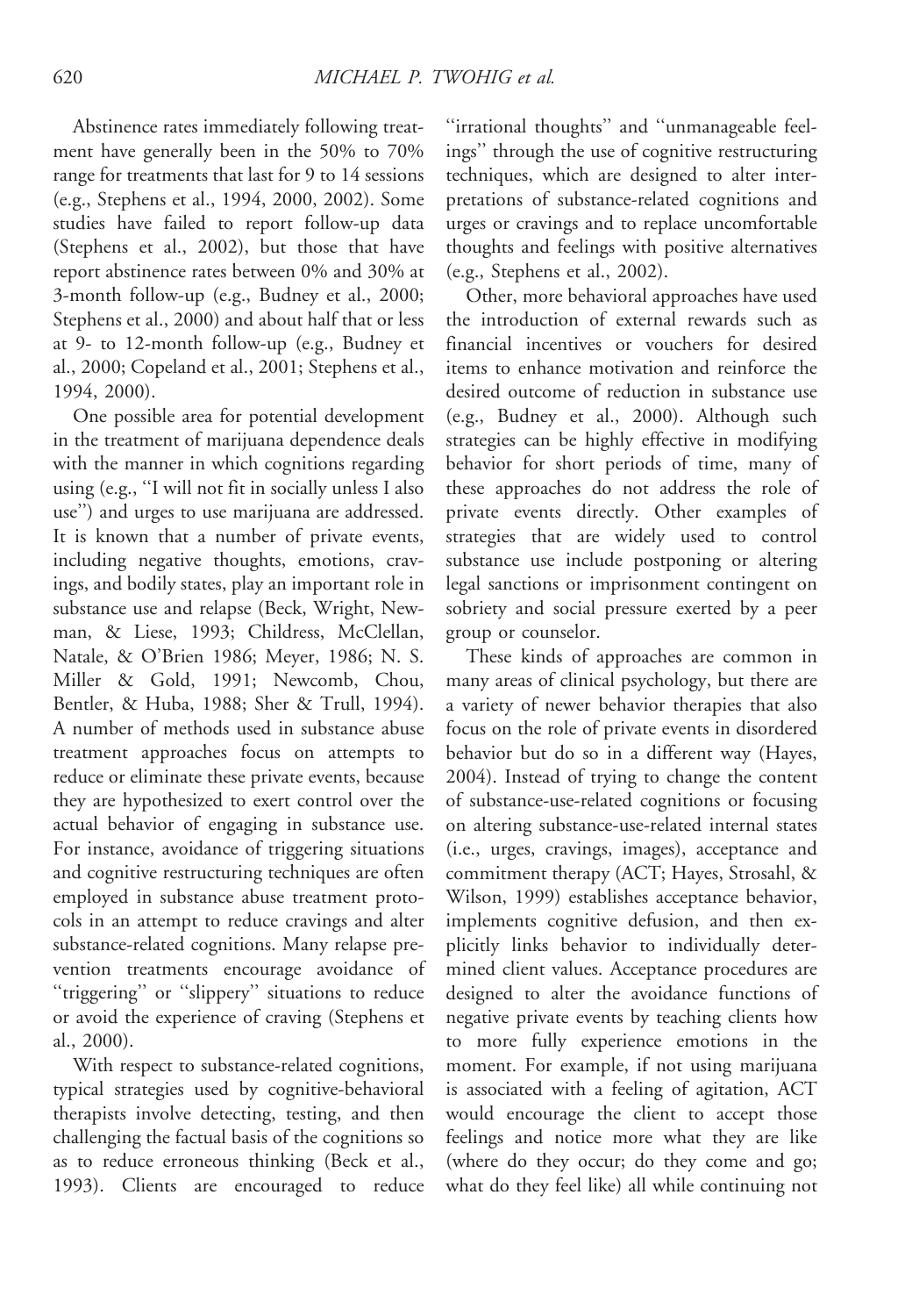Abstinence rates immediately following treatment have generally been in the 50% to 70% range for treatments that last for 9 to 14 sessions (e.g., Stephens et al., 1994, 2000, 2002). Some studies have failed to report follow-up data (Stephens et al., 2002), but those that have report abstinence rates between 0% and 30% at 3-month follow-up (e.g., Budney et al., 2000; Stephens et al., 2000) and about half that or less at 9- to 12-month follow-up (e.g., Budney et al., 2000; Copeland et al., 2001; Stephens et al., 1994, 2000).

One possible area for potential development in the treatment of marijuana dependence deals with the manner in which cognitions regarding using (e.g., ''I will not fit in socially unless I also use'') and urges to use marijuana are addressed. It is known that a number of private events, including negative thoughts, emotions, cravings, and bodily states, play an important role in substance use and relapse (Beck, Wright, Newman, & Liese, 1993; Childress, McClellan, Natale, & O'Brien 1986; Meyer, 1986; N. S. Miller & Gold, 1991; Newcomb, Chou, Bentler, & Huba, 1988; Sher & Trull, 1994). A number of methods used in substance abuse treatment approaches focus on attempts to reduce or eliminate these private events, because they are hypothesized to exert control over the actual behavior of engaging in substance use. For instance, avoidance of triggering situations and cognitive restructuring techniques are often employed in substance abuse treatment protocols in an attempt to reduce cravings and alter substance-related cognitions. Many relapse prevention treatments encourage avoidance of ''triggering'' or ''slippery'' situations to reduce or avoid the experience of craving (Stephens et al., 2000).

With respect to substance-related cognitions, typical strategies used by cognitive-behavioral therapists involve detecting, testing, and then challenging the factual basis of the cognitions so as to reduce erroneous thinking (Beck et al., 1993). Clients are encouraged to reduce ''irrational thoughts'' and ''unmanageable feelings'' through the use of cognitive restructuring techniques, which are designed to alter interpretations of substance-related cognitions and urges or cravings and to replace uncomfortable thoughts and feelings with positive alternatives (e.g., Stephens et al., 2002).

Other, more behavioral approaches have used the introduction of external rewards such as financial incentives or vouchers for desired items to enhance motivation and reinforce the desired outcome of reduction in substance use (e.g., Budney et al., 2000). Although such strategies can be highly effective in modifying behavior for short periods of time, many of these approaches do not address the role of private events directly. Other examples of strategies that are widely used to control substance use include postponing or altering legal sanctions or imprisonment contingent on sobriety and social pressure exerted by a peer group or counselor.

These kinds of approaches are common in many areas of clinical psychology, but there are a variety of newer behavior therapies that also focus on the role of private events in disordered behavior but do so in a different way (Hayes, 2004). Instead of trying to change the content of substance-use-related cognitions or focusing on altering substance-use-related internal states (i.e., urges, cravings, images), acceptance and commitment therapy (ACT; Hayes, Strosahl, & Wilson, 1999) establishes acceptance behavior, implements cognitive defusion, and then explicitly links behavior to individually determined client values. Acceptance procedures are designed to alter the avoidance functions of negative private events by teaching clients how to more fully experience emotions in the moment. For example, if not using marijuana is associated with a feeling of agitation, ACT would encourage the client to accept those feelings and notice more what they are like (where do they occur; do they come and go; what do they feel like) all while continuing not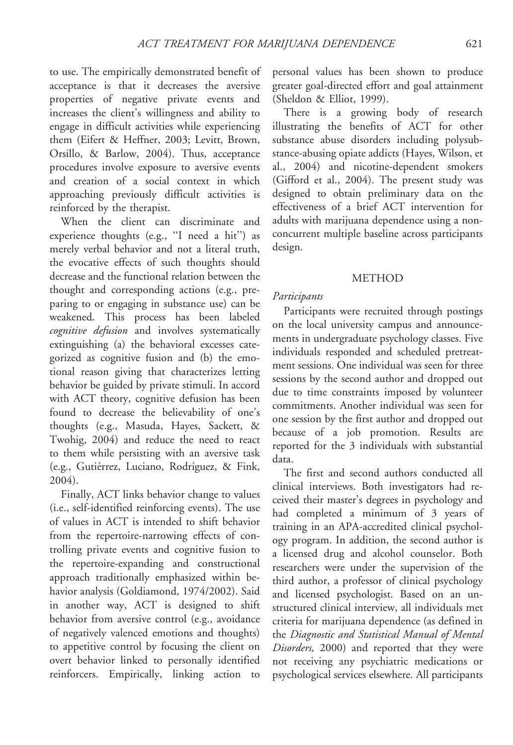to use. The empirically demonstrated benefit of acceptance is that it decreases the aversive properties of negative private events and increases the client's willingness and ability to engage in difficult activities while experiencing them (Eifert & Heffner, 2003; Levitt, Brown, Orsillo, & Barlow, 2004). Thus, acceptance procedures involve exposure to aversive events and creation of a social context in which approaching previously difficult activities is reinforced by the therapist.

When the client can discriminate and experience thoughts (e.g., ''I need a hit'') as merely verbal behavior and not a literal truth, the evocative effects of such thoughts should decrease and the functional relation between the thought and corresponding actions (e.g., preparing to or engaging in substance use) can be weakened. This process has been labeled *cognitive defusion* and involves systematically extinguishing (a) the behavioral excesses categorized as cognitive fusion and (b) the emotional reason giving that characterizes letting behavior be guided by private stimuli. In accord with ACT theory, cognitive defusion has been found to decrease the believability of one's thoughts (e.g., Masuda, Hayes, Sackett, & Twohig, 2004) and reduce the need to react to them while persisting with an aversive task (e.g., Gutiérrez, Luciano, Rodríguez, & Fink, 2004).

Finally, ACT links behavior change to values (i.e., self-identified reinforcing events). The use of values in ACT is intended to shift behavior from the repertoire-narrowing effects of controlling private events and cognitive fusion to the repertoire-expanding and constructional approach traditionally emphasized within behavior analysis (Goldiamond, 1974/2002). Said in another way, ACT is designed to shift behavior from aversive control (e.g., avoidance of negatively valenced emotions and thoughts) to appetitive control by focusing the client on overt behavior linked to personally identified reinforcers. Empirically, linking action to personal values has been shown to produce greater goal-directed effort and goal attainment (Sheldon & Elliot, 1999).

There is a growing body of research illustrating the benefits of ACT for other substance abuse disorders including polysubstance-abusing opiate addicts (Hayes, Wilson, et al., 2004) and nicotine-dependent smokers (Gifford et al., 2004). The present study was designed to obtain preliminary data on the effectiveness of a brief ACT intervention for adults with marijuana dependence using a nonconcurrent multiple baseline across participants design.

## METHOD

### *Participants*

Participants were recruited through postings on the local university campus and announcements in undergraduate psychology classes. Five individuals responded and scheduled pretreatment sessions. One individual was seen for three sessions by the second author and dropped out due to time constraints imposed by volunteer commitments. Another individual was seen for one session by the first author and dropped out because of a job promotion. Results are reported for the 3 individuals with substantial data.

The first and second authors conducted all clinical interviews. Both investigators had received their master's degrees in psychology and had completed a minimum of 3 years of training in an APA-accredited clinical psychology program. In addition, the second author is a licensed drug and alcohol counselor. Both researchers were under the supervision of the third author, a professor of clinical psychology and licensed psychologist. Based on an unstructured clinical interview, all individuals met criteria for marijuana dependence (as defined in the *Diagnostic and Statistical Manual of Mental Disorders,* 2000) and reported that they were not receiving any psychiatric medications or psychological services elsewhere. All participants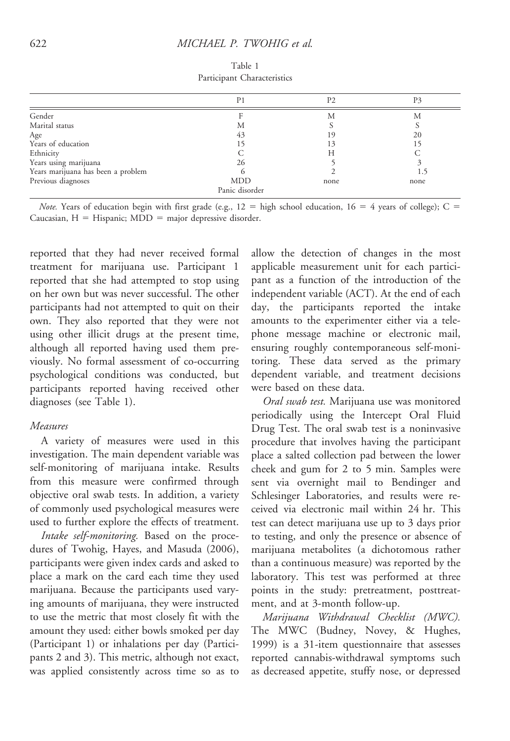Table 1
Participant Characteristics

| | P1 | P2 | P3 |
|---|---|---|---|
| Gender | F | M | M |
| Marital status | M | S | S |
| Age | 43 | 19 | 20 |
| Years of education | 15 | 13 | 15 |
| Ethnicity | C | H | C |
| Years using marijuana | 26 | 5 | 3 |
| Years marijuana has been a problem | 6 | 2 | 1.5 |
| Previous diagnoses | MDD Panic disorder | none | none |

*Note.* Years of education begin with first grade (e.g., 12 = high school education, 16 = 4 years of college); C = Caucasian, H = Hispanic; MDD = major depressive disorder.

reported that they had never received formal treatment for marijuana use. Participant 1 reported that she had attempted to stop using on her own but was never successful. The other participants had not attempted to quit on their own. They also reported that they were not using other illicit drugs at the present time, although all reported having used them previously. No formal assessment of co-occurring psychological conditions was conducted, but participants reported having received other diagnoses (see Table 1).

### *Measures*

A variety of measures were used in this investigation. The main dependent variable was self-monitoring of marijuana intake. Results from this measure were confirmed through objective oral swab tests. In addition, a variety of commonly used psychological measures were used to further explore the effects of treatment.

*Intake self-monitoring.* Based on the procedures of Twohig, Hayes, and Masuda (2006), participants were given index cards and asked to place a mark on the card each time they used marijuana. Because the participants used varying amounts of marijuana, they were instructed to use the metric that most closely fit with the amount they used: either bowls smoked per day (Participant 1) or inhalations per day (Participants 2 and 3). This metric, although not exact, was applied consistently across time so as to allow the detection of changes in the most applicable measurement unit for each participant as a function of the introduction of the independent variable (ACT). At the end of each day, the participants reported the intake amounts to the experimenter either via a telephone message machine or electronic mail, ensuring roughly contemporaneous self-monitoring. These data served as the primary dependent variable, and treatment decisions were based on these data.

*Oral swab test.* Marijuana use was monitored periodically using the Intercept Oral Fluid Drug Test. The oral swab test is a noninvasive procedure that involves having the participant place a salted collection pad between the lower cheek and gum for 2 to 5 min. Samples were sent via overnight mail to Bendinger and Schlesinger Laboratories, and results were received via electronic mail within 24 hr. This test can detect marijuana use up to 3 days prior to testing, and only the presence or absence of marijuana metabolites (a dichotomous rather than a continuous measure) was reported by the laboratory. This test was performed at three points in the study: pretreatment, posttreatment, and at 3-month follow-up.

*Marijuana Withdrawal Checklist (MWC).* The MWC (Budney, Novey, & Hughes, 1999) is a 31-item questionnaire that assesses reported cannabis-withdrawal symptoms such as decreased appetite, stuffy nose, or depressed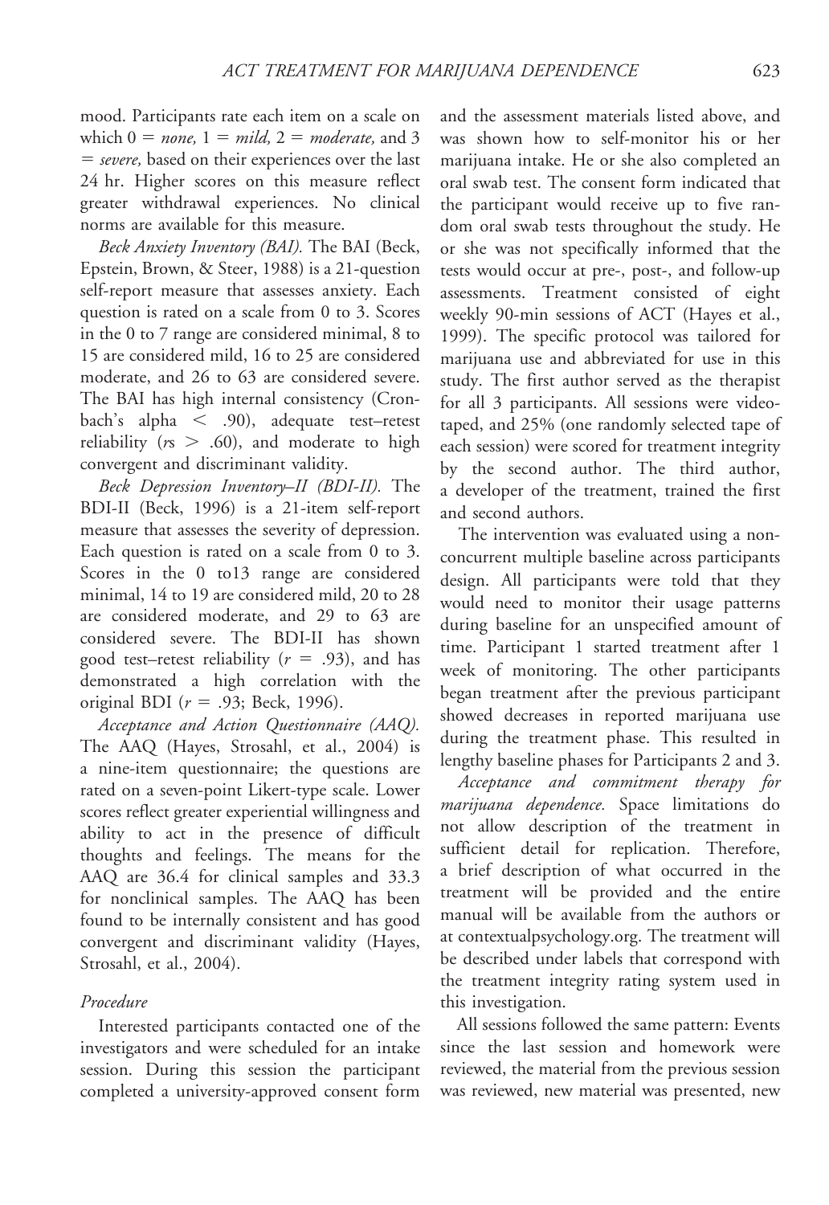mood. Participants rate each item on a scale on which 0 = *none*, 1 = *mild*, 2 = *moderate*, and 3 = *severe*, based on their experiences over the last 24 hr. Higher scores on this measure reflect greater withdrawal experiences. No clinical norms are available for this measure.

*Beck Anxiety Inventory (BAI).* The BAI (Beck, Epstein, Brown, & Steer, 1988) is a 21-question self-report measure that assesses anxiety. Each question is rated on a scale from 0 to 3. Scores in the 0 to 7 range are considered minimal, 8 to 15 are considered mild, 16 to 25 are considered moderate, and 26 to 63 are considered severe. The BAI has high internal consistency (Cronbach's alpha $<$ .90), adequate test–retest reliability ($r$s $>$ .60), and moderate to high convergent and discriminant validity.

*Beck Depression Inventory–II (BDI-II).* The BDI-II (Beck, 1996) is a 21-item self-report measure that assesses the severity of depression. Each question is rated on a scale from 0 to 3. Scores in the 0 to13 range are considered minimal, 14 to 19 are considered mild, 20 to 28 are considered moderate, and 29 to 63 are considered severe. The BDI-II has shown good test–retest reliability ($r$ = .93), and has demonstrated a high correlation with the original BDI ($r$ = .93; Beck, 1996).

*Acceptance and Action Questionnaire (AAQ).* The AAQ (Hayes, Strosahl, et al., 2004) is a nine-item questionnaire; the questions are rated on a seven-point Likert-type scale. Lower scores reflect greater experiential willingness and ability to act in the presence of difficult thoughts and feelings. The means for the AAQ are 36.4 for clinical samples and 33.3 for nonclinical samples. The AAQ has been found to be internally consistent and has good convergent and discriminant validity (Hayes, Strosahl, et al., 2004).

### *Procedure*

Interested participants contacted one of the investigators and were scheduled for an intake session. During this session the participant completed a university-approved consent form and the assessment materials listed above, and was shown how to self-monitor his or her marijuana intake. He or she also completed an oral swab test. The consent form indicated that the participant would receive up to five random oral swab tests throughout the study. He or she was not specifically informed that the tests would occur at pre-, post-, and follow-up assessments. Treatment consisted of eight weekly 90-min sessions of ACT (Hayes et al., 1999). The specific protocol was tailored for marijuana use and abbreviated for use in this study. The first author served as the therapist for all 3 participants. All sessions were videotaped, and 25% (one randomly selected tape of each session) were scored for treatment integrity by the second author. The third author, a developer of the treatment, trained the first and second authors.

The intervention was evaluated using a nonconcurrent multiple baseline across participants design. All participants were told that they would need to monitor their usage patterns during baseline for an unspecified amount of time. Participant 1 started treatment after 1 week of monitoring. The other participants began treatment after the previous participant showed decreases in reported marijuana use during the treatment phase. This resulted in lengthy baseline phases for Participants 2 and 3.

*Acceptance and commitment therapy for marijuana dependence.* Space limitations do not allow description of the treatment in sufficient detail for replication. Therefore, a brief description of what occurred in the treatment will be provided and the entire manual will be available from the authors or at contextualpsychology.org. The treatment will be described under labels that correspond with the treatment integrity rating system used in this investigation.

All sessions followed the same pattern: Events since the last session and homework were reviewed, the material from the previous session was reviewed, new material was presented, new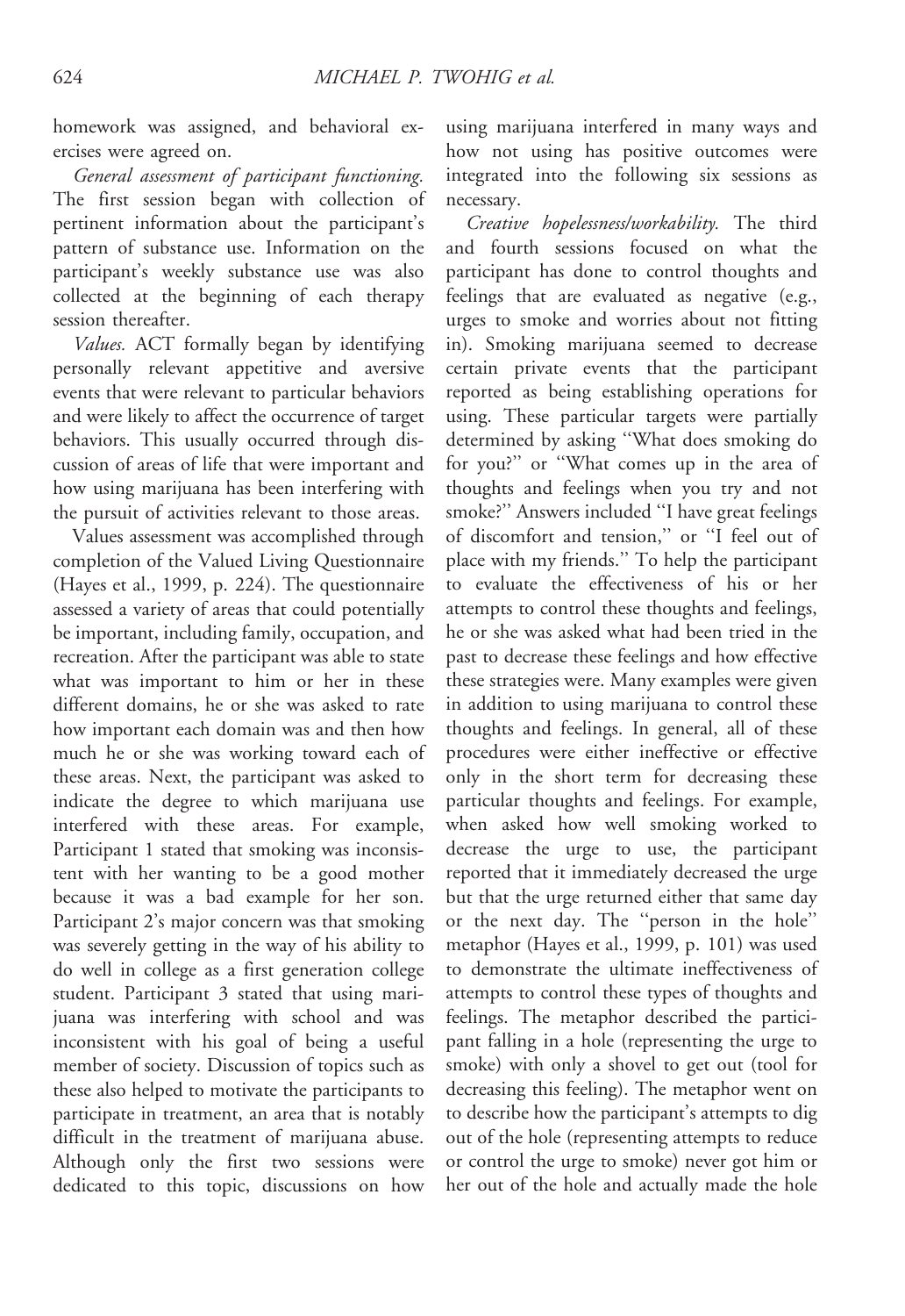homework was assigned, and behavioral exercises were agreed on.

*General assessment of participant functioning.* The first session began with collection of pertinent information about the participant's pattern of substance use. Information on the participant's weekly substance use was also collected at the beginning of each therapy session thereafter.

*Values.* ACT formally began by identifying personally relevant appetitive and aversive events that were relevant to particular behaviors and were likely to affect the occurrence of target behaviors. This usually occurred through discussion of areas of life that were important and how using marijuana has been interfering with the pursuit of activities relevant to those areas.

Values assessment was accomplished through completion of the Valued Living Questionnaire (Hayes et al., 1999, p. 224). The questionnaire assessed a variety of areas that could potentially be important, including family, occupation, and recreation. After the participant was able to state what was important to him or her in these different domains, he or she was asked to rate how important each domain was and then how much he or she was working toward each of these areas. Next, the participant was asked to indicate the degree to which marijuana use interfered with these areas. For example, Participant 1 stated that smoking was inconsistent with her wanting to be a good mother because it was a bad example for her son. Participant 2's major concern was that smoking was severely getting in the way of his ability to do well in college as a first generation college student. Participant 3 stated that using marijuana was interfering with school and was inconsistent with his goal of being a useful member of society. Discussion of topics such as these also helped to motivate the participants to participate in treatment, an area that is notably difficult in the treatment of marijuana abuse. Although only the first two sessions were dedicated to this topic, discussions on how using marijuana interfered in many ways and how not using has positive outcomes were integrated into the following six sessions as necessary.

*Creative hopelessness/workability.* The third and fourth sessions focused on what the participant has done to control thoughts and feelings that are evaluated as negative (e.g., urges to smoke and worries about not fitting in). Smoking marijuana seemed to decrease certain private events that the participant reported as being establishing operations for using. These particular targets were partially determined by asking "What does smoking do for you?" or "What comes up in the area of thoughts and feelings when you try and not smoke?" Answers included "I have great feelings of discomfort and tension," or "I feel out of place with my friends." To help the participant to evaluate the effectiveness of his or her attempts to control these thoughts and feelings, he or she was asked what had been tried in the past to decrease these feelings and how effective these strategies were. Many examples were given in addition to using marijuana to control these thoughts and feelings. In general, all of these procedures were either ineffective or effective only in the short term for decreasing these particular thoughts and feelings. For example, when asked how well smoking worked to decrease the urge to use, the participant reported that it immediately decreased the urge but that the urge returned either that same day or the next day. The "person in the hole" metaphor (Hayes et al., 1999, p. 101) was used to demonstrate the ultimate ineffectiveness of attempts to control these types of thoughts and feelings. The metaphor described the participant falling in a hole (representing the urge to smoke) with only a shovel to get out (tool for decreasing this feeling). The metaphor went on to describe how the participant's attempts to dig out of the hole (representing attempts to reduce or control the urge to smoke) never got him or her out of the hole and actually made the hole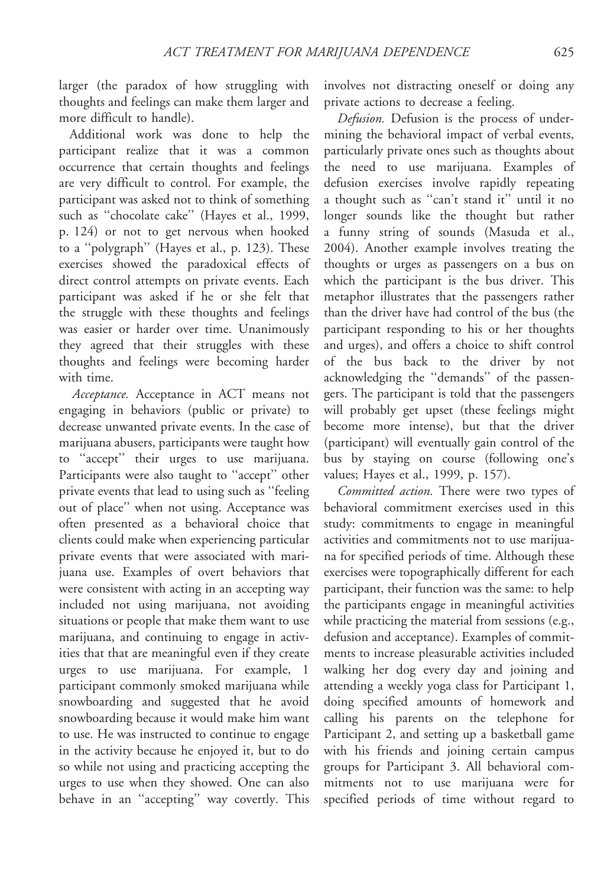larger (the paradox of how struggling with thoughts and feelings can make them larger and more difficult to handle).

Additional work was done to help the participant realize that it was a common occurrence that certain thoughts and feelings are very difficult to control. For example, the participant was asked not to think of something such as ''chocolate cake'' (Hayes et al., 1999, p. 124) or not to get nervous when hooked to a ''polygraph'' (Hayes et al., p. 123). These exercises showed the paradoxical effects of direct control attempts on private events. Each participant was asked if he or she felt that the struggle with these thoughts and feelings was easier or harder over time. Unanimously they agreed that their struggles with these thoughts and feelings were becoming harder with time.

*Acceptance.* Acceptance in ACT means not engaging in behaviors (public or private) to decrease unwanted private events. In the case of marijuana abusers, participants were taught how to ''accept'' their urges to use marijuana. Participants were also taught to ''accept'' other private events that lead to using such as ''feeling out of place'' when not using. Acceptance was often presented as a behavioral choice that clients could make when experiencing particular private events that were associated with marijuana use. Examples of overt behaviors that were consistent with acting in an accepting way included not using marijuana, not avoiding situations or people that make them want to use marijuana, and continuing to engage in activities that that are meaningful even if they create urges to use marijuana. For example, 1 participant commonly smoked marijuana while snowboarding and suggested that he avoid snowboarding because it would make him want to use. He was instructed to continue to engage in the activity because he enjoyed it, but to do so while not using and practicing accepting the urges to use when they showed. One can also behave in an ''accepting'' way covertly. This involves not distracting oneself or doing any private actions to decrease a feeling.

*Defusion.* Defusion is the process of undermining the behavioral impact of verbal events, particularly private ones such as thoughts about the need to use marijuana. Examples of defusion exercises involve rapidly repeating a thought such as ''can't stand it'' until it no longer sounds like the thought but rather a funny string of sounds (Masuda et al., 2004). Another example involves treating the thoughts or urges as passengers on a bus on which the participant is the bus driver. This metaphor illustrates that the passengers rather than the driver have had control of the bus (the participant responding to his or her thoughts and urges), and offers a choice to shift control of the bus back to the driver by not acknowledging the ''demands'' of the passengers. The participant is told that the passengers will probably get upset (these feelings might become more intense), but that the driver (participant) will eventually gain control of the bus by staying on course (following one's values; Hayes et al., 1999, p. 157).

*Committed action.* There were two types of behavioral commitment exercises used in this study: commitments to engage in meaningful activities and commitments not to use marijuana for specified periods of time. Although these exercises were topographically different for each participant, their function was the same: to help the participants engage in meaningful activities while practicing the material from sessions (e.g., defusion and acceptance). Examples of commitments to increase pleasurable activities included walking her dog every day and joining and attending a weekly yoga class for Participant 1, doing specified amounts of homework and calling his parents on the telephone for Participant 2, and setting up a basketball game with his friends and joining certain campus groups for Participant 3. All behavioral commitments not to use marijuana were for specified periods of time without regard to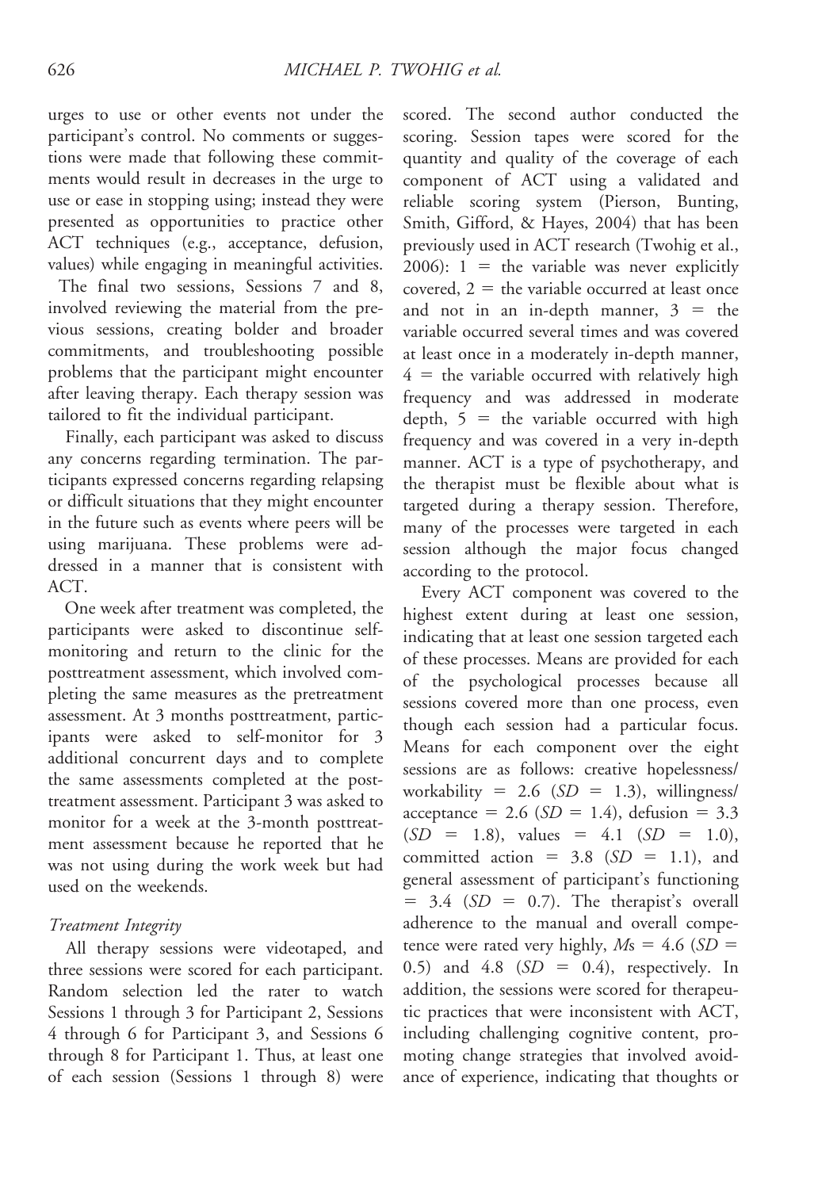urges to use or other events not under the participant's control. No comments or suggestions were made that following these commitments would result in decreases in the urge to use or ease in stopping using; instead they were presented as opportunities to practice other ACT techniques (e.g., acceptance, defusion, values) while engaging in meaningful activities. The final two sessions, Sessions 7 and 8, involved reviewing the material from the previous sessions, creating bolder and broader commitments, and troubleshooting possible problems that the participant might encounter after leaving therapy. Each therapy session was tailored to fit the individual participant.

Finally, each participant was asked to discuss any concerns regarding termination. The participants expressed concerns regarding relapsing or difficult situations that they might encounter in the future such as events where peers will be using marijuana. These problems were addressed in a manner that is consistent with ACT.

One week after treatment was completed, the participants were asked to discontinue self-monitoring and return to the clinic for the posttreatment assessment, which involved completing the same measures as the pretreatment assessment. At 3 months posttreatment, participants were asked to self-monitor for 3 additional concurrent days and to complete the same assessments completed at the posttreatment assessment. Participant 3 was asked to monitor for a week at the 3-month posttreatment assessment because he reported that he was not using during the work week but had used on the weekends.

### *Treatment Integrity*

All therapy sessions were videotaped, and three sessions were scored for each participant. Random selection led the rater to watch Sessions 1 through 3 for Participant 2, Sessions 4 through 6 for Participant 3, and Sessions 6 through 8 for Participant 1. Thus, at least one of each session (Sessions 1 through 8) were scored. The second author conducted the scoring. Session tapes were scored for the quantity and quality of the coverage of each component of ACT using a validated and reliable scoring system (Pierson, Bunting, Smith, Gifford, & Hayes, 2004) that has been previously used in ACT research (Twohig et al., 2006): 1 = the variable was never explicitly covered, 2 = the variable occurred at least once and not in an in-depth manner, 3 = the variable occurred several times and was covered at least once in a moderately in-depth manner, 4 = the variable occurred with relatively high frequency and was addressed in moderate depth, 5 = the variable occurred with high frequency and was covered in a very in-depth manner. ACT is a type of psychotherapy, and the therapist must be flexible about what is targeted during a therapy session. Therefore, many of the processes were targeted in each session although the major focus changed according to the protocol.

Every ACT component was covered to the highest extent during at least one session, indicating that at least one session targeted each of these processes. Means are provided for each of the psychological processes because all sessions covered more than one process, even though each session had a particular focus. Means for each component over the eight sessions are as follows: creative hopelessness/workability = 2.6 (*SD* = 1.3), willingness/acceptance = 2.6 (*SD* = 1.4), defusion = 3.3 (*SD* = 1.8), values = 4.1 (*SD* = 1.0), committed action = 3.8 (*SD* = 1.1), and general assessment of participant's functioning = 3.4 (*SD* = 0.7). The therapist's overall adherence to the manual and overall competence were rated very highly, *M*s = 4.6 (*SD* = 0.5) and 4.8 (*SD* = 0.4), respectively. In addition, the sessions were scored for therapeutic practices that were inconsistent with ACT, including challenging cognitive content, promoting change strategies that involved avoidance of experience, indicating that thoughts or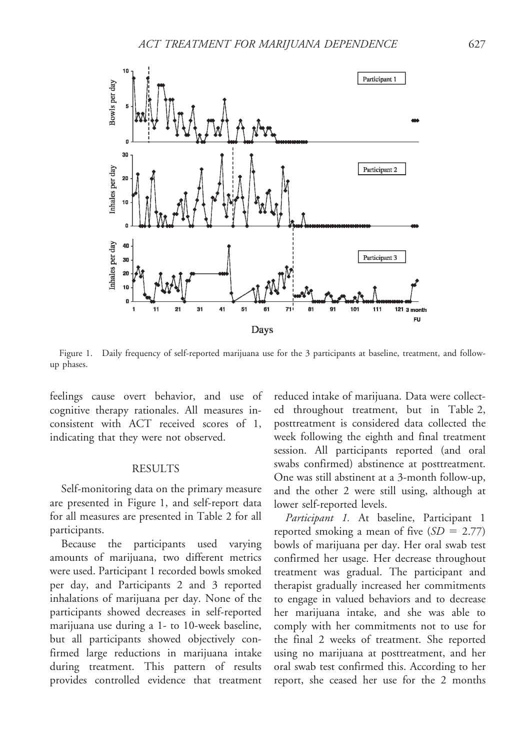Figure 1. Daily frequency of self-reported marijuana use for the 3 participants at baseline, treatment, and follow-up phases.

feelings cause overt behavior, and use of cognitive therapy rationales. All measures inconsistent with ACT received scores of 1, indicating that they were not observed.

## RESULTS

Self-monitoring data on the primary measure are presented in Figure 1, and self-report data for all measures are presented in Table 2 for all participants.

Because the participants used varying amounts of marijuana, two different metrics were used. Participant 1 recorded bowls smoked per day, and Participants 2 and 3 reported inhalations of marijuana per day. None of the participants showed decreases in self-reported marijuana use during a 1- to 10-week baseline, but all participants showed objectively confirmed large reductions in marijuana intake during treatment. This pattern of results provides controlled evidence that treatment reduced intake of marijuana. Data were collected throughout treatment, but in Table 2, posttreatment is considered data collected the week following the eighth and final treatment session. All participants reported (and oral swabs confirmed) abstinence at posttreatment. One was still abstinent at a 3-month follow-up, and the other 2 were still using, although at lower self-reported levels.

*Participant 1.* At baseline, Participant 1 reported smoking a mean of five ($SD = 2.77$) bowls of marijuana per day. Her oral swab test confirmed her usage. Her decrease throughout treatment was gradual. The participant and therapist gradually increased her commitments to engage in valued behaviors and to decrease her marijuana intake, and she was able to comply with her commitments not to use for the final 2 weeks of treatment. She reported using no marijuana at posttreatment, and her oral swab test confirmed this. According to her report, she ceased her use for the 2 months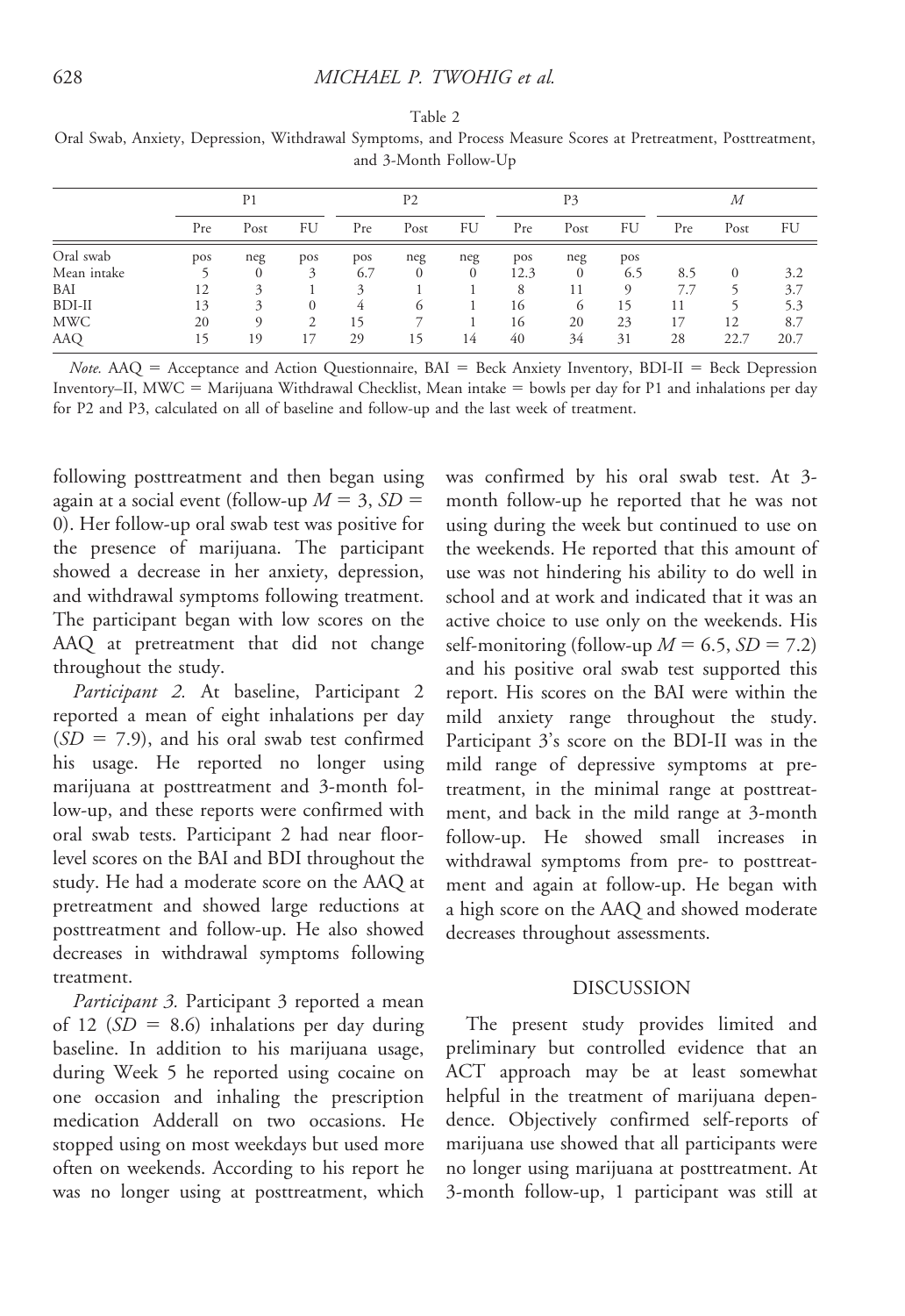Table 2

Oral Swab, Anxiety, Depression, Withdrawal Symptoms, and Process Measure Scores at Pretreatment, Posttreatment, and 3-Month Follow-Up

| | P1 | | | P2 | | | P3 | | | *M* | | |
|---|---|---|---|---|---|---|---|---|---|---|---|---|
| | Pre | Post | FU | Pre | Post | FU | Pre | Post | FU | Pre | Post | FU |
| Oral swab | pos | neg | pos | pos | neg | neg | pos | neg | pos | | | |
| Mean intake | 5 | 0 | 3 | 6.7 | 0 | 0 | 12.3 | 0 | 6.5 | 8.5 | 0 | 3.2 |
| BAI | 12 | 3 | 1 | 3 | 1 | 1 | 8 | 11 | 9 | 7.7 | 5 | 3.7 |
| BDI-II | 13 | 3 | 0 | 4 | 6 | 1 | 16 | 6 | 15 | 11 | 5 | 5.3 |
| MWC | 20 | 9 | 2 | 15 | 7 | 1 | 16 | 20 | 23 | 17 | 12 | 8.7 |
| AAQ | 15 | 19 | 17 | 29 | 15 | 14 | 40 | 34 | 31 | 28 | 22.7 | 20.7 |

*Note.* AAQ = Acceptance and Action Questionnaire, BAI = Beck Anxiety Inventory, BDI-II = Beck Depression Inventory–II, MWC = Marijuana Withdrawal Checklist, Mean intake = bowls per day for P1 and inhalations per day for P2 and P3, calculated on all of baseline and follow-up and the last week of treatment.

following posttreatment and then began using again at a social event (follow-up $M = 3$, $SD = 0$). Her follow-up oral swab test was positive for the presence of marijuana. The participant showed a decrease in her anxiety, depression, and withdrawal symptoms following treatment. The participant began with low scores on the AAQ at pretreatment that did not change throughout the study.

*Participant 2.* At baseline, Participant 2 reported a mean of eight inhalations per day ($SD = 7.9$), and his oral swab test confirmed his usage. He reported no longer using marijuana at posttreatment and 3-month follow-up, and these reports were confirmed with oral swab tests. Participant 2 had near floor-level scores on the BAI and BDI throughout the study. He had a moderate score on the AAQ at pretreatment and showed large reductions at posttreatment and follow-up. He also showed decreases in withdrawal symptoms following treatment.

*Participant 3.* Participant 3 reported a mean of 12 ($SD = 8.6$) inhalations per day during baseline. In addition to his marijuana usage, during Week 5 he reported using cocaine on one occasion and inhaling the prescription medication Adderall on two occasions. He stopped using on most weekdays but used more often on weekends. According to his report he was no longer using at posttreatment, which was confirmed by his oral swab test. At 3-month follow-up he reported that he was not using during the week but continued to use on the weekends. He reported that this amount of use was not hindering his ability to do well in school and at work and indicated that it was an active choice to use only on the weekends. His self-monitoring (follow-up $M = 6.5$, $SD = 7.2$) and his positive oral swab test supported this report. His scores on the BAI were within the mild anxiety range throughout the study. Participant 3's score on the BDI-II was in the mild range of depressive symptoms at pretreatment, in the minimal range at posttreatment, and back in the mild range at 3-month follow-up. He showed small increases in withdrawal symptoms from pre- to posttreatment and again at follow-up. He began with a high score on the AAQ and showed moderate decreases throughout assessments.

## DISCUSSION

The present study provides limited and preliminary but controlled evidence that an ACT approach may be at least somewhat helpful in the treatment of marijuana dependence. Objectively confirmed self-reports of marijuana use showed that all participants were no longer using marijuana at posttreatment. At 3-month follow-up, 1 participant was still at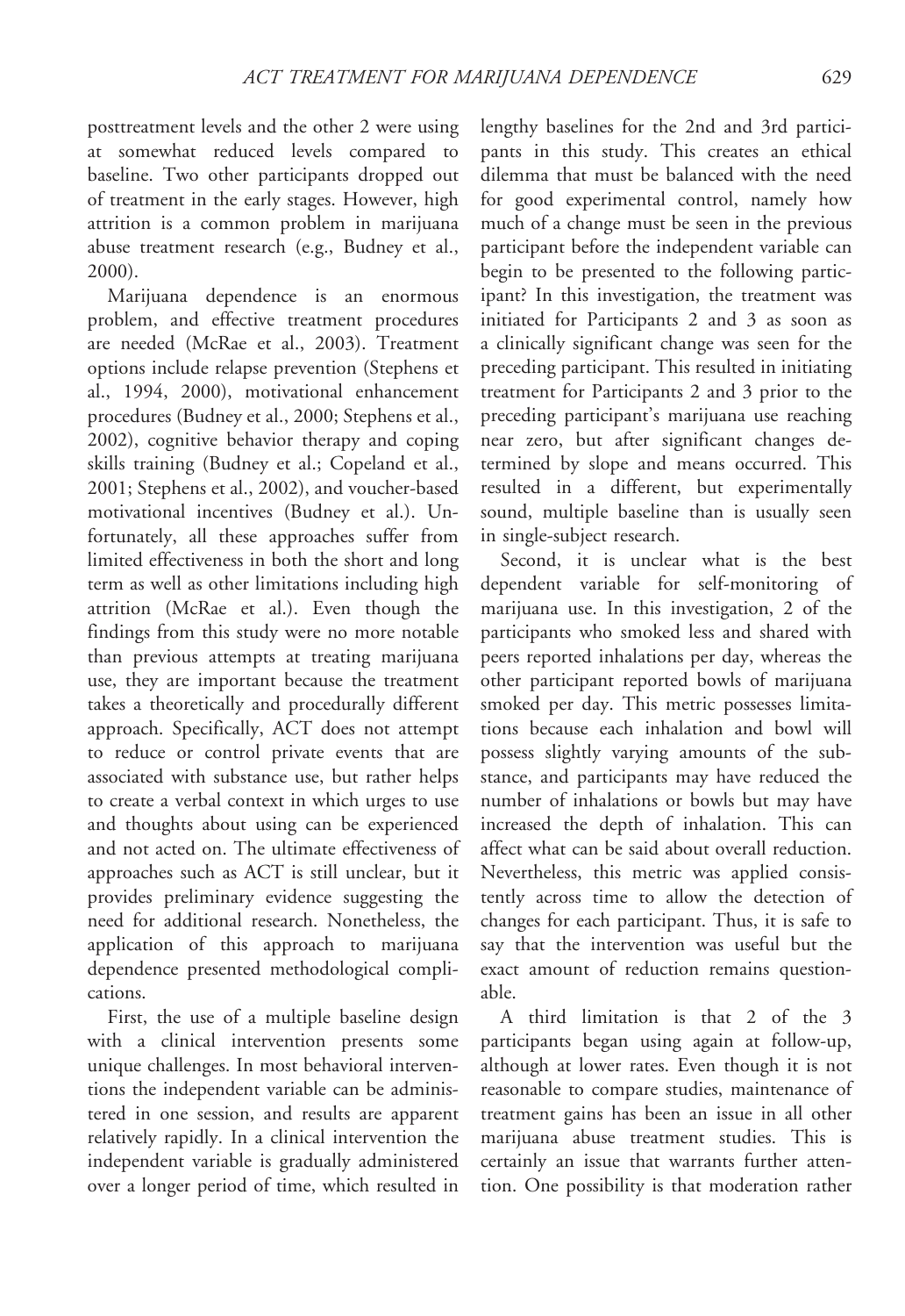posttreatment levels and the other 2 were using at somewhat reduced levels compared to baseline. Two other participants dropped out of treatment in the early stages. However, high attrition is a common problem in marijuana abuse treatment research (e.g., Budney et al., 2000).

Marijuana dependence is an enormous problem, and effective treatment procedures are needed (McRae et al., 2003). Treatment options include relapse prevention (Stephens et al., 1994, 2000), motivational enhancement procedures (Budney et al., 2000; Stephens et al., 2002), cognitive behavior therapy and coping skills training (Budney et al.; Copeland et al., 2001; Stephens et al., 2002), and voucher-based motivational incentives (Budney et al.). Unfortunately, all these approaches suffer from limited effectiveness in both the short and long term as well as other limitations including high attrition (McRae et al.). Even though the findings from this study were no more notable than previous attempts at treating marijuana use, they are important because the treatment takes a theoretically and procedurally different approach. Specifically, ACT does not attempt to reduce or control private events that are associated with substance use, but rather helps to create a verbal context in which urges to use and thoughts about using can be experienced and not acted on. The ultimate effectiveness of approaches such as ACT is still unclear, but it provides preliminary evidence suggesting the need for additional research. Nonetheless, the application of this approach to marijuana dependence presented methodological complications.

First, the use of a multiple baseline design with a clinical intervention presents some unique challenges. In most behavioral interventions the independent variable can be administered in one session, and results are apparent relatively rapidly. In a clinical intervention the independent variable is gradually administered over a longer period of time, which resulted in lengthy baselines for the 2nd and 3rd participants in this study. This creates an ethical dilemma that must be balanced with the need for good experimental control, namely how much of a change must be seen in the previous participant before the independent variable can begin to be presented to the following participant? In this investigation, the treatment was initiated for Participants 2 and 3 as soon as a clinically significant change was seen for the preceding participant. This resulted in initiating treatment for Participants 2 and 3 prior to the preceding participant's marijuana use reaching near zero, but after significant changes determined by slope and means occurred. This resulted in a different, but experimentally sound, multiple baseline than is usually seen in single-subject research.

Second, it is unclear what is the best dependent variable for self-monitoring of marijuana use. In this investigation, 2 of the participants who smoked less and shared with peers reported inhalations per day, whereas the other participant reported bowls of marijuana smoked per day. This metric possesses limitations because each inhalation and bowl will possess slightly varying amounts of the substance, and participants may have reduced the number of inhalations or bowls but may have increased the depth of inhalation. This can affect what can be said about overall reduction. Nevertheless, this metric was applied consistently across time to allow the detection of changes for each participant. Thus, it is safe to say that the intervention was useful but the exact amount of reduction remains questionable.

A third limitation is that 2 of the 3 participants began using again at follow-up, although at lower rates. Even though it is not reasonable to compare studies, maintenance of treatment gains has been an issue in all other marijuana abuse treatment studies. This is certainly an issue that warrants further attention. One possibility is that moderation rather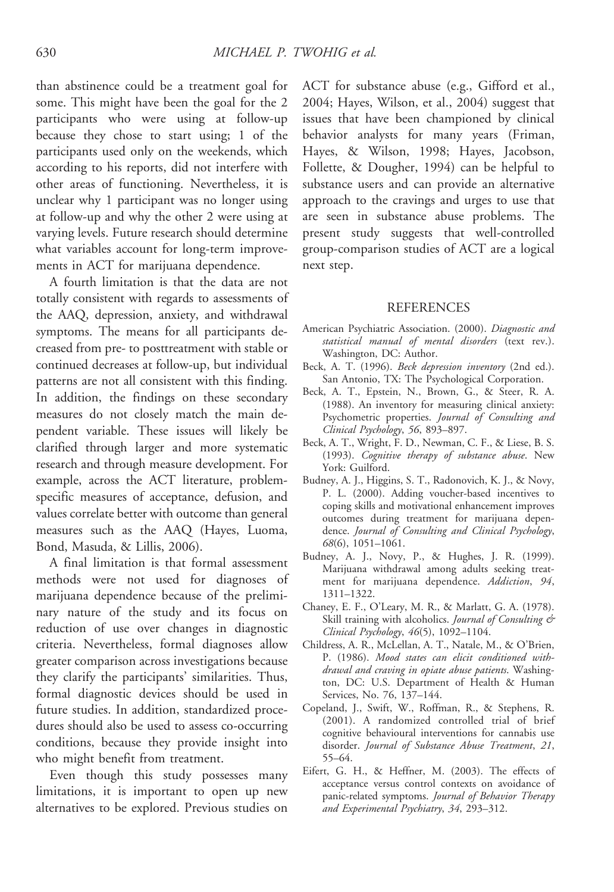than abstinence could be a treatment goal for some. This might have been the goal for the 2 participants who were using at follow-up because they chose to start using; 1 of the participants used only on the weekends, which according to his reports, did not interfere with other areas of functioning. Nevertheless, it is unclear why 1 participant was no longer using at follow-up and why the other 2 were using at varying levels. Future research should determine what variables account for long-term improvements in ACT for marijuana dependence.

A fourth limitation is that the data are not totally consistent with regards to assessments of the AAQ, depression, anxiety, and withdrawal symptoms. The means for all participants decreased from pre- to posttreatment with stable or continued decreases at follow-up, but individual patterns are not all consistent with this finding. In addition, the findings on these secondary measures do not closely match the main dependent variable. These issues will likely be clarified through larger and more systematic research and through measure development. For example, across the ACT literature, problem-specific measures of acceptance, defusion, and values correlate better with outcome than general measures such as the AAQ (Hayes, Luoma, Bond, Masuda, & Lillis, 2006).

A final limitation is that formal assessment methods were not used for diagnoses of marijuana dependence because of the preliminary nature of the study and its focus on reduction of use over changes in diagnostic criteria. Nevertheless, formal diagnoses allow greater comparison across investigations because they clarify the participants' similarities. Thus, formal diagnostic devices should be used in future studies. In addition, standardized procedures should also be used to assess co-occurring conditions, because they provide insight into who might benefit from treatment.

Even though this study possesses many limitations, it is important to open up new alternatives to be explored. Previous studies on ACT for substance abuse (e.g., Gifford et al., 2004; Hayes, Wilson, et al., 2004) suggest that issues that have been championed by clinical behavior analysts for many years (Friman, Hayes, & Wilson, 1998; Hayes, Jacobson, Follette, & Dougher, 1994) can be helpful to substance users and can provide an alternative approach to the cravings and urges to use that are seen in substance abuse problems. The present study suggests that well-controlled group-comparison studies of ACT are a logical next step.

## REFERENCES

American Psychiatric Association. (2000). *Diagnostic and statistical manual of mental disorders* (text rev.). Washington, DC: Author.

Beck, A. T. (1996). *Beck depression inventory* (2nd ed.). San Antonio, TX: The Psychological Corporation.

Beck, A. T., Epstein, N., Brown, G., & Steer, R. A. (1988). An inventory for measuring clinical anxiety: Psychometric properties. *Journal of Consulting and Clinical Psychology*, *56*, 893–897.

Beck, A. T., Wright, F. D., Newman, C. F., & Liese, B. S. (1993). *Cognitive therapy of substance abuse*. New York: Guilford.

Budney, A. J., Higgins, S. T., Radonovich, K. J., & Novy, P. L. (2000). Adding voucher-based incentives to coping skills and motivational enhancement improves outcomes during treatment for marijuana dependence. *Journal of Consulting and Clinical Psychology*, *68*(6), 1051–1061.

Budney, A. J., Novy, P., & Hughes, J. R. (1999). Marijuana withdrawal among adults seeking treatment for marijuana dependence. *Addiction*, *94*, 1311–1322.

Chaney, E. F., O'Leary, M. R., & Marlatt, G. A. (1978). Skill training with alcoholics. *Journal of Consulting & Clinical Psychology*, *46*(5), 1092–1104.

Childress, A. R., McLellan, A. T., Natale, M., & O'Brien, P. (1986). *Mood states can elicit conditioned withdrawal and craving in opiate abuse patients*. Washington, DC: U.S. Department of Health & Human Services, No. 76, 137–144.

Copeland, J., Swift, W., Roffman, R., & Stephens, R. (2001). A randomized controlled trial of brief cognitive behavioural interventions for cannabis use disorder. *Journal of Substance Abuse Treatment*, *21*, 55–64.

Eifert, G. H., & Heffner, M. (2003). The effects of acceptance versus control contexts on avoidance of panic-related symptoms. *Journal of Behavior Therapy and Experimental Psychiatry*, *34*, 293–312.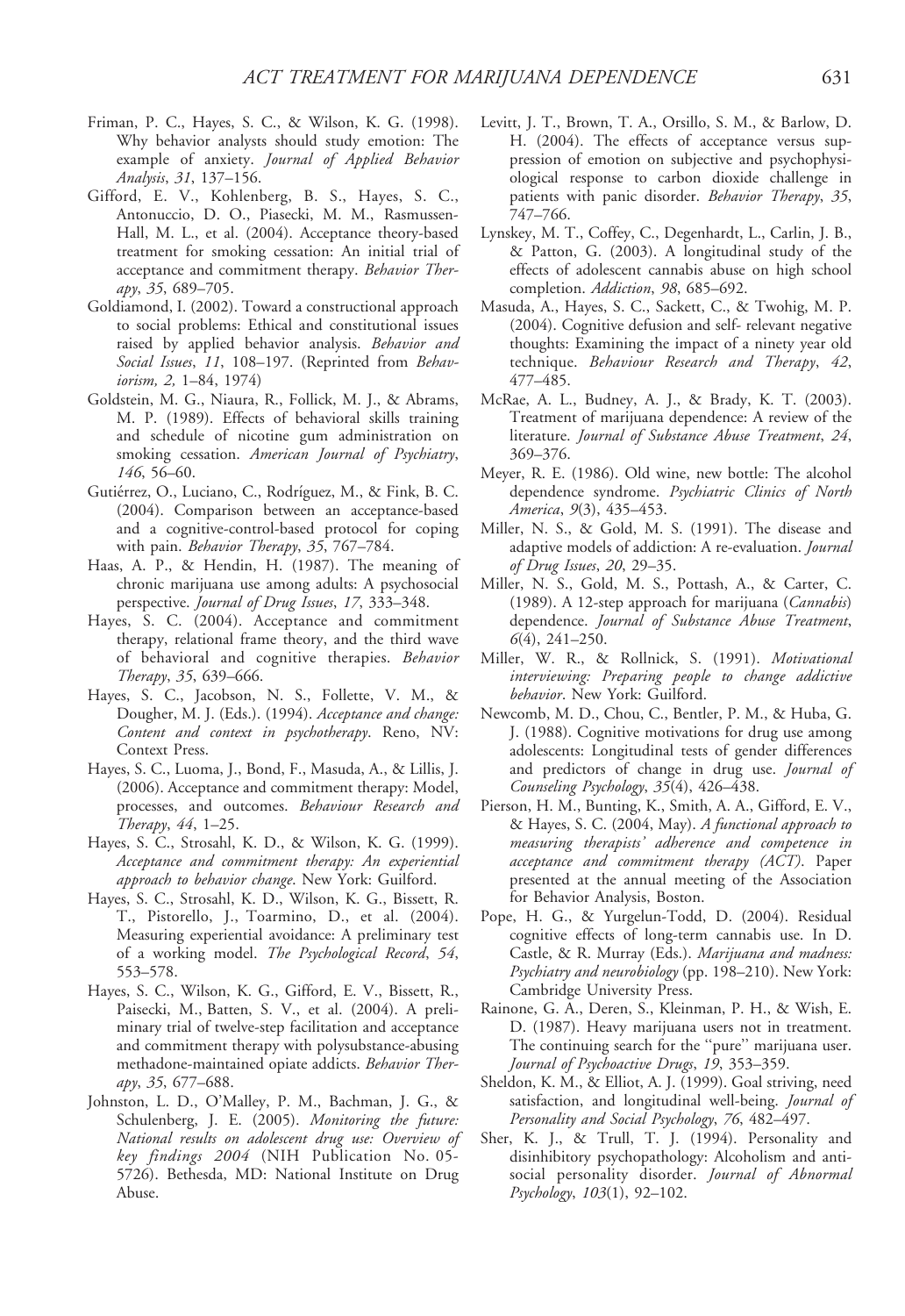Friman, P. C., Hayes, S. C., & Wilson, K. G. (1998). Why behavior analysts should study emotion: The example of anxiety. *Journal of Applied Behavior Analysis*, *31*, 137–156.

Gifford, E. V., Kohlenberg, B. S., Hayes, S. C., Antonuccio, D. O., Piasecki, M. M., Rasmussen-Hall, M. L., et al. (2004). Acceptance theory-based treatment for smoking cessation: An initial trial of acceptance and commitment therapy. *Behavior Therapy*, *35*, 689–705.

Goldiamond, I. (2002). Toward a constructional approach to social problems: Ethical and constitutional issues raised by applied behavior analysis. *Behavior and Social Issues*, *11*, 108–197. (Reprinted from *Behaviorism, 2,* 1–84, 1974)

Goldstein, M. G., Niaura, R., Follick, M. J., & Abrams, M. P. (1989). Effects of behavioral skills training and schedule of nicotine gum administration on smoking cessation. *American Journal of Psychiatry*, *146*, 56–60.

Gutiérrez, O., Luciano, C., Rodríguez, M., & Fink, B. C. (2004). Comparison between an acceptance-based and a cognitive-control-based protocol for coping with pain. *Behavior Therapy*, *35*, 767–784.

Haas, A. P., & Hendin, H. (1987). The meaning of chronic marijuana use among adults: A psychosocial perspective. *Journal of Drug Issues*, *17*, 333–348.

Hayes, S. C. (2004). Acceptance and commitment therapy, relational frame theory, and the third wave of behavioral and cognitive therapies. *Behavior Therapy*, *35*, 639–666.

Hayes, S. C., Jacobson, N. S., Follette, V. M., & Dougher, M. J. (Eds.). (1994). *Acceptance and change: Content and context in psychotherapy*. Reno, NV: Context Press.

Hayes, S. C., Luoma, J., Bond, F., Masuda, A., & Lillis, J. (2006). Acceptance and commitment therapy: Model, processes, and outcomes. *Behaviour Research and Therapy*, *44*, 1–25.

Hayes, S. C., Strosahl, K. D., & Wilson, K. G. (1999). *Acceptance and commitment therapy: An experiential approach to behavior change*. New York: Guilford.

Hayes, S. C., Strosahl, K. D., Wilson, K. G., Bissett, R. T., Pistorello, J., Toarmino, D., et al. (2004). Measuring experiential avoidance: A preliminary test of a working model. *The Psychological Record*, *54*, 553–578.

Hayes, S. C., Wilson, K. G., Gifford, E. V., Bissett, R., Paisecki, M., Batten, S. V., et al. (2004). A preliminary trial of twelve-step facilitation and acceptance and commitment therapy with polysubstance-abusing methadone-maintained opiate addicts. *Behavior Therapy*, *35*, 677–688.

Johnston, L. D., O'Malley, P. M., Bachman, J. G., & Schulenberg, J. E. (2005). *Monitoring the future: National results on adolescent drug use: Overview of key findings 2004* (NIH Publication No. 05-5726). Bethesda, MD: National Institute on Drug Abuse.

Levitt, J. T., Brown, T. A., Orsillo, S. M., & Barlow, D. H. (2004). The effects of acceptance versus suppression of emotion on subjective and psychophysiological response to carbon dioxide challenge in patients with panic disorder. *Behavior Therapy*, *35*, 747–766.

Lynskey, M. T., Coffey, C., Degenhardt, L., Carlin, J. B., & Patton, G. (2003). A longitudinal study of the effects of adolescent cannabis abuse on high school completion. *Addiction*, *98*, 685–692.

Masuda, A., Hayes, S. C., Sackett, C., & Twohig, M. P. (2004). Cognitive defusion and self- relevant negative thoughts: Examining the impact of a ninety year old technique. *Behaviour Research and Therapy*, *42*, 477–485.

McRae, A. L., Budney, A. J., & Brady, K. T. (2003). Treatment of marijuana dependence: A review of the literature. *Journal of Substance Abuse Treatment*, *24*, 369–376.

Meyer, R. E. (1986). Old wine, new bottle: The alcohol dependence syndrome. *Psychiatric Clinics of North America*, *9*(3), 435–453.

Miller, N. S., & Gold, M. S. (1991). The disease and adaptive models of addiction: A re-evaluation. *Journal of Drug Issues*, *20*, 29–35.

Miller, N. S., Gold, M. S., Pottash, A., & Carter, C. (1989). A 12-step approach for marijuana (*Cannabis*) dependence. *Journal of Substance Abuse Treatment*, *6*(4), 241–250.

Miller, W. R., & Rollnick, S. (1991). *Motivational interviewing: Preparing people to change addictive behavior*. New York: Guilford.

Newcomb, M. D., Chou, C., Bentler, P. M., & Huba, G. J. (1988). Cognitive motivations for drug use among adolescents: Longitudinal tests of gender differences and predictors of change in drug use. *Journal of Counseling Psychology*, *35*(4), 426–438.

Pierson, H. M., Bunting, K., Smith, A. A., Gifford, E. V., & Hayes, S. C. (2004, May). *A functional approach to measuring therapists' adherence and competence in acceptance and commitment therapy (ACT)*. Paper presented at the annual meeting of the Association for Behavior Analysis, Boston.

Pope, H. G., & Yurgelun-Todd, D. (2004). Residual cognitive effects of long-term cannabis use. In D. Castle, & R. Murray (Eds.). *Marijuana and madness: Psychiatry and neurobiology* (pp. 198–210). New York: Cambridge University Press.

Rainone, G. A., Deren, S., Kleinman, P. H., & Wish, E. D. (1987). Heavy marijuana users not in treatment. The continuing search for the "pure" marijuana user. *Journal of Psychoactive Drugs*, *19*, 353–359.

Sheldon, K. M., & Elliot, A. J. (1999). Goal striving, need satisfaction, and longitudinal well-being. *Journal of Personality and Social Psychology*, *76*, 482–497.

Sher, K. J., & Trull, T. J. (1994). Personality and disinhibitory psychopathology: Alcoholism and antisocial personality disorder. *Journal of Abnormal Psychology*, *103*(1), 92–102.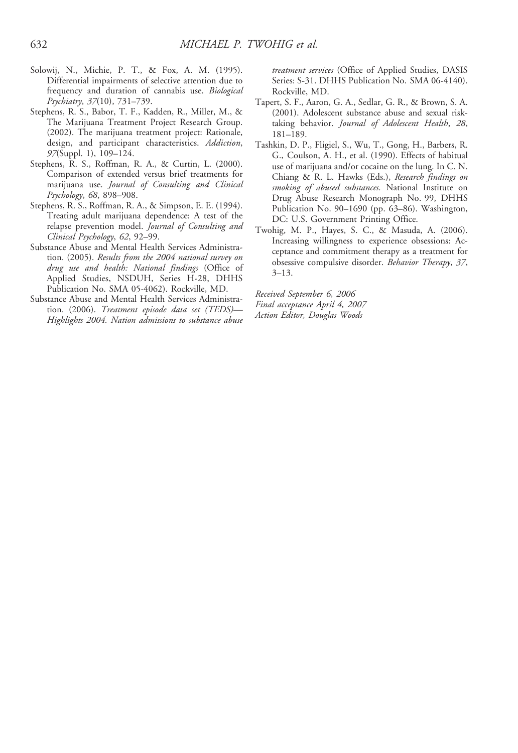Solowij, N., Michie, P. T., & Fox, A. M. (1995). Differential impairments of selective attention due to frequency and duration of cannabis use. *Biological Psychiatry*, *37*(10), 731–739.

Stephens, R. S., Babor, T. F., Kadden, R., Miller, M., & The Marijuana Treatment Project Research Group. (2002). The marijuana treatment project: Rationale, design, and participant characteristics. *Addiction*, *97*(Suppl. 1), 109–124.

Stephens, R. S., Roffman, R. A., & Curtin, L. (2000). Comparison of extended versus brief treatments for marijuana use. *Journal of Consulting and Clinical Psychology*, *68*, 898–908.

Stephens, R. S., Roffman, R. A., & Simpson, E. E. (1994). Treating adult marijuana dependence: A test of the relapse prevention model. *Journal of Consulting and Clinical Psychology*, *62*, 92–99.

Substance Abuse and Mental Health Services Administration. (2005). *Results from the 2004 national survey on drug use and health: National findings* (Office of Applied Studies, NSDUH, Series H-28, DHHS Publication No. SMA 05-4062). Rockville, MD.

Substance Abuse and Mental Health Services Administration. (2006). *Treatment episode data set (TEDS)—Highlights 2004. Nation admissions to substance abuse treatment services* (Office of Applied Studies, DASIS Series: S-31. DHHS Publication No. SMA 06-4140). Rockville, MD.

Tapert, S. F., Aaron, G. A., Sedlar, G. R., & Brown, S. A. (2001). Adolescent substance abuse and sexual risk-taking behavior. *Journal of Adolescent Health*, *28*, 181–189.

Tashkin, D. P., Fligiel, S., Wu, T., Gong, H., Barbers, R. G., Coulson, A. H., et al. (1990). Effects of habitual use of marijuana and/or cocaine on the lung. In C. N. Chiang & R. L. Hawks (Eds.), *Research findings on smoking of abused substances.* National Institute on Drug Abuse Research Monograph No. 99, DHHS Publication No. 90–1690 (pp. 63–86). Washington, DC: U.S. Government Printing Office.

Twohig, M. P., Hayes, S. C., & Masuda, A. (2006). Increasing willingness to experience obsessions: Acceptance and commitment therapy as a treatment for obsessive compulsive disorder. *Behavior Therapy*, *37*, 3–13.

*Received September 6, 2006*
*Final acceptance April 4, 2007*
*Action Editor, Douglas Woods*